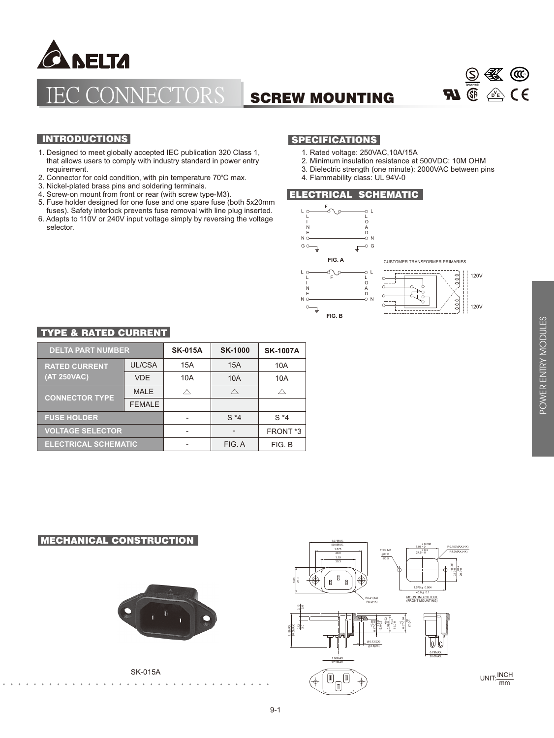# IEC CONNECTORS

## SCREW MOUNTING

## INTRODUCTIONS

1. Designed to meet globally accepted IEC publication 320 Class 1, that allows users to comply with industry standard in power entry requirement.
2. Connector for cold condition, with pin temperature 70°C max.
3. Nickel-plated brass pins and soldering terminals.
4. Screw-on mount from front or rear (with screw type-M3).
5. Fuse holder designed for one fuse and one spare fuse (both 5x20mm fuses). Safety interlock prevents fuse removal with line plug inserted.
6. Adapts to 110V or 240V input voltage simply by reversing the voltage selector.

## SPECIFICATIONS

1. Rated voltage: 250VAC,10A/15A
2. Minimum insulation resistance at 500VDC: 10M OHM
3. Dielectric strength (one minute): 2000VAC between pins
4. Flammability class: UL 94V-0

## ELECTRICAL SCHEMATIC

FIG. A

CUSTOMER TRANSFORMER PRIMARIES

120V

120V

FIG. B

## TYPE & RATED CURRENT

| DELTA PART NUMBER | | SK-015A | SK-1000 | SK-1007A |
|---|---|---|---|---|
| RATED CURRENT (AT 250VAC) | UL/CSA | 15A | 15A | 10A |
| | VDE | 10A | 10A | 10A |
| CONNECTOR TYPE | MALE | △ | △ | △ |
| | FEMALE | | | |
| FUSE HOLDER | | - | S *4 | S *4 |
| VOLTAGE SELECTOR | | - | - | FRONT *3 |
| ELECTRICAL SCHEMATIC | | - | FIG. A | FIG. B |

## MECHANICAL CONSTRUCTION

SK-015A

MOUNTING CUTOUT (FRONT MOUNTING)

UNIT: INCH/mm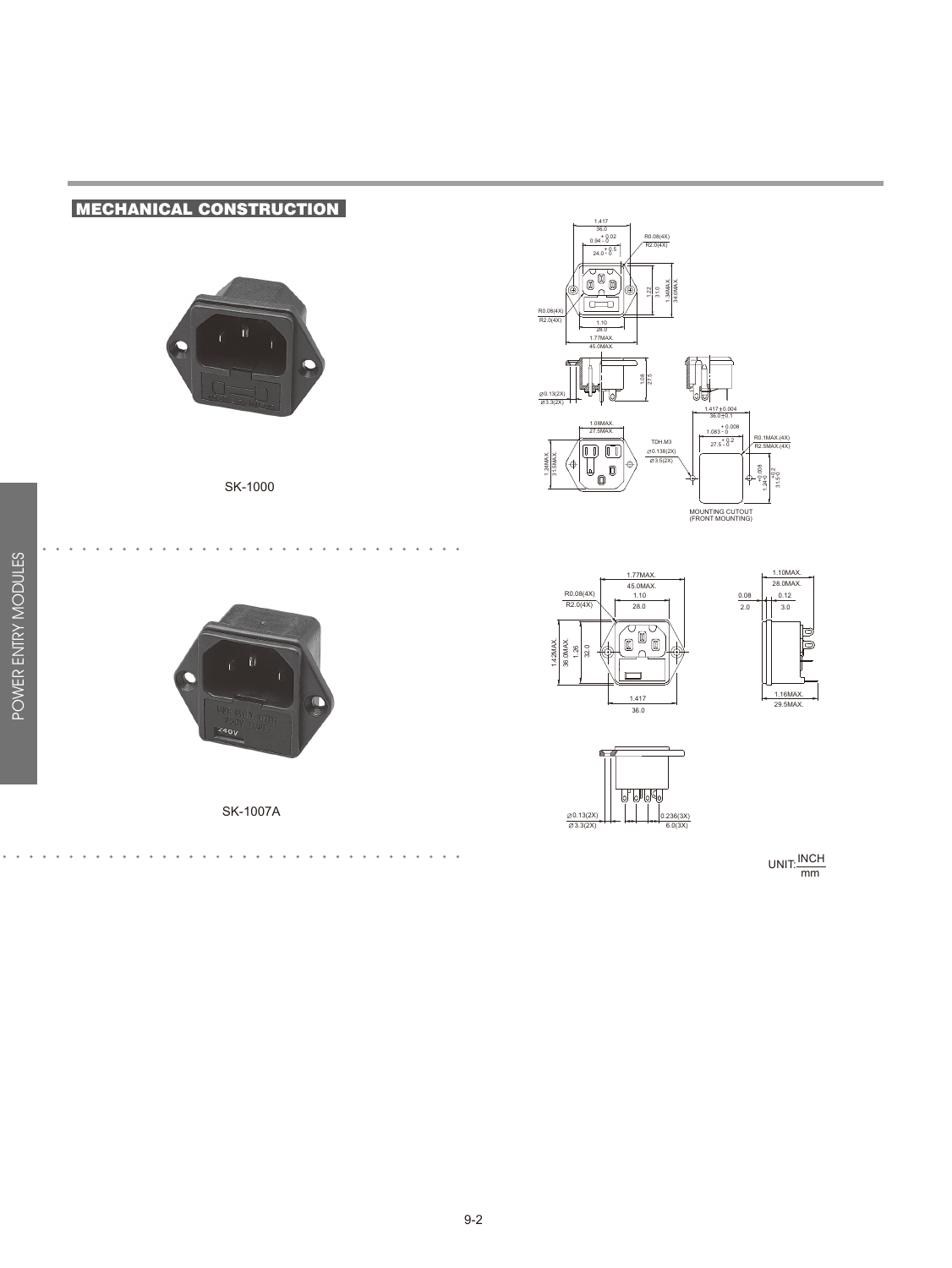## MECHANICAL CONSTRUCTION

SK-1000

1.417
36.0
$0.94^{+0.02}_{-0}$
$24.0^{+0.5}_{-0}$
R0.08(4X)
R2.0(4X)
1.22
31.0
1.34MAX.
34.0MAX.
R0.08(4X)
R2.0(4X)
1.10
28.0
1.77MAX.
45.0MAX.
1.08
27.5
Ø0.13(2X)
Ø3.3(2X)
1.08MAX.
27.5MAX.
1.26MAX.
31.5MAX.
TDH:M3
Ø0.138(2X)
Ø3.5(2X)
1.417±0.004
36.0±0.1
$1.083^{+0.008}_{-0}$
$27.5^{+0.2}_{-0}$
R0.1MAX.(4X)
R2.5MAX.(4X)
$1.24^{+0.008}_{-0}$
$31.5^{+0.2}_{-0}$
MOUNTING CUTOUT
(FRONT MOUNTING)

SK-1007A

1.77MAX.
45.0MAX.
R0.08(4X)
R2.0(4X)
1.10
28.0
1.42MAX.
36.0MAX.
1.26
32.0
1.417
36.0
1.10MAX.
28.0MAX.
0.08
2.0
0.12
3.0
1.16MAX.
29.5MAX.
Ø0.13(2X)
Ø3.3(2X)
0.236(3X)
6.0(3X)

UNIT: INCH / mm

POWER ENTRY MODULES